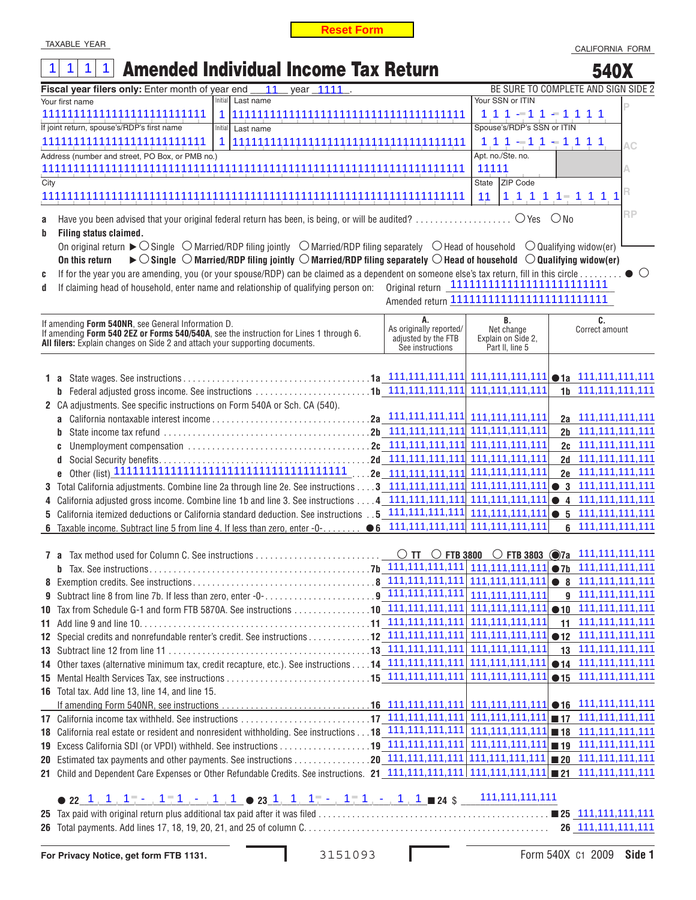Reset Form

TAXABLE YEAR

CALIFORNIA FORM

# 1111 Amended Individual Income Tax Return 540X

**Fiscal year filers only:** Enter month of year end 11 year 1111 .

BE SURE TO COMPLETE AND SIGN SIDE 2

| Your first name | Initial | Last name | Your SSN or ITIN |
|---|---|---|---|
| 1111111111111111111111111 | 1 | 11111111111111111111111111111111111 | 111-11-1111 |
| **If joint return, spouse's/RDP's first name** | **Initial** | **Last name** | **Spouse's/RDP's SSN or ITIN** |
| 1111111111111111111111111 | 1 | 11111111111111111111111111111111111 | 111-11-1111 |

| Address (number and street, PO Box, or PMB no.) | Apt. no./Ste. no. |
|---|---|
| 1111111111111111111111111111111111111111111111111111111111 | 11111 |

| City | State | ZIP Code |
|---|---|---|
| 1111111111111111111111111111111111111111111111111111111111111 | 11 | 11111-1111 |

P AC A R RP

**a** Have you been advised that your original federal return has been, is being, or will be audited? .................... ○ Yes ○ No

**b** **Filing status claimed.**

On original return ▶ ○ Single ○ Married/RDP filing jointly ○ Married/RDP filing separately ○ Head of household ○ Qualifying widow(er)

**On this return** ▶ ○ **Single** ○ **Married/RDP filing jointly** ○ **Married/RDP filing separately** ○ **Head of household** ○ **Qualifying widow(er)**

**c** If for the year you are amending, you (or your spouse/RDP) can be claimed as a dependent on someone else's tax return, fill in this circle ......... ● ○

**d** If claiming head of household, enter name and relationship of qualifying person on: Original return 1111111111111111111111111

Amended return 1111111111111111111111111

If amending **Form 540NR**, see General Information D.
If amending **Form 540 2EZ or Forms 540/540A**, see the instruction for Lines 1 through 6.
**All filers:** Explain changes on Side 2 and attach your supporting documents.

| Line | Description | A. As originally reported/ adjusted by the FTB See instructions | B. Net change Explain on Side 2, Part II, line 5 | C. Correct amount |
|---|---|---|---|---|
| 1a | State wages. See instructions | 111,111,111,111 | 111,111,111,111 | ●1a 111,111,111,111 |
| 1b | Federal adjusted gross income. See instructions | 111,111,111,111 | 111,111,111,111 | 1b 111,111,111,111 |
| 2 | CA adjustments. See specific instructions on Form 540A or Sch. CA (540). | | | |
| 2a | California nontaxable interest income | 111,111,111,111 | 111,111,111,111 | 2a 111,111,111,111 |
| 2b | State income tax refund | 111,111,111,111 | 111,111,111,111 | 2b 111,111,111,111 |
| 2c | Unemployment compensation | 111,111,111,111 | 111,111,111,111 | 2c 111,111,111,111 |
| 2d | Social Security benefits | 111,111,111,111 | 111,111,111,111 | 2d 111,111,111,111 |
| 2e | Other (list) 11111111111111111111111111111111111 | 111,111,111,111 | 111,111,111,111 | 2e 111,111,111,111 |
| 3 | Total California adjustments. Combine line 2a through line 2e. See instructions | 111,111,111,111 | 111,111,111,111 | ● 3 111,111,111,111 |
| 4 | California adjusted gross income. Combine line 1b and line 3. See instructions | 111,111,111,111 | 111,111,111,111 | ● 4 111,111,111,111 |
| 5 | California itemized deductions or California standard deduction. See instructions | 111,111,111,111 | 111,111,111,111 | ● 5 111,111,111,111 |
| 6 | Taxable income. Subtract line 5 from line 4. If less than zero, enter -0- ●6 | 111,111,111,111 | 111,111,111,111 | 6 111,111,111,111 |
| 7a | Tax method used for Column C. See instructions ○ TT ○ FTB 3800 ○ FTB 3803 | | | ●7a 111,111,111,111 |
| 7b | Tax. See instructions | 111,111,111,111 | 111,111,111,111 | ●7b 111,111,111,111 |
| 8 | Exemption credits. See instructions | 111,111,111,111 | 111,111,111,111 | ● 8 111,111,111,111 |
| 9 | Subtract line 8 from line 7b. If less than zero, enter -0- | 111,111,111,111 | 111,111,111,111 | 9 111,111,111,111 |
| 10 | Tax from Schedule G-1 and form FTB 5870A. See instructions | 111,111,111,111 | 111,111,111,111 | ●10 111,111,111,111 |
| 11 | Add line 9 and line 10 | 111,111,111,111 | 111,111,111,111 | 11 111,111,111,111 |
| 12 | Special credits and nonrefundable renter's credit. See instructions | 111,111,111,111 | 111,111,111,111 | ●12 111,111,111,111 |
| 13 | Subtract line 12 from line 11 | 111,111,111,111 | 111,111,111,111 | 13 111,111,111,111 |
| 14 | Other taxes (alternative minimum tax, credit recapture, etc.). See instructions | 111,111,111,111 | 111,111,111,111 | ●14 111,111,111,111 |
| 15 | Mental Health Services Tax, see instructions | 111,111,111,111 | 111,111,111,111 | ●15 111,111,111,111 |
| 16 | Total tax. Add line 13, line 14, and line 15. If amending Form 540NR, see instructions | 111,111,111,111 | 111,111,111,111 | ●16 111,111,111,111 |
| 17 | California income tax withheld. See instructions | 111,111,111,111 | 111,111,111,111 | ■17 111,111,111,111 |
| 18 | California real estate or resident and nonresident withholding. See instructions | 111,111,111,111 | 111,111,111,111 | ■18 111,111,111,111 |
| 19 | Excess California SDI (or VPDI) withheld. See instructions | 111,111,111,111 | 111,111,111,111 | ■19 111,111,111,111 |
| 20 | Estimated tax payments and other payments. See instructions | 111,111,111,111 | 111,111,111,111 | ■20 111,111,111,111 |
| 21 | Child and Dependent Care Expenses or Other Refundable Credits. See instructions | 111,111,111,111 | 111,111,111,111 | ■21 111,111,111,111 |

● 22 111-11-11 ● 23 111-11-11 ■ 24 $ 111,111,111,111

**25** Tax paid with original return plus additional tax paid after it was filed ......... ■25 111,111,111,111

**26** Total payments. Add lines 17, 18, 19, 20, 21, and 25 of column C. ......... 26 111,111,111,111

**For Privacy Notice, get form FTB 1131.** 3151093 Form 540X C1 2009 **Side 1**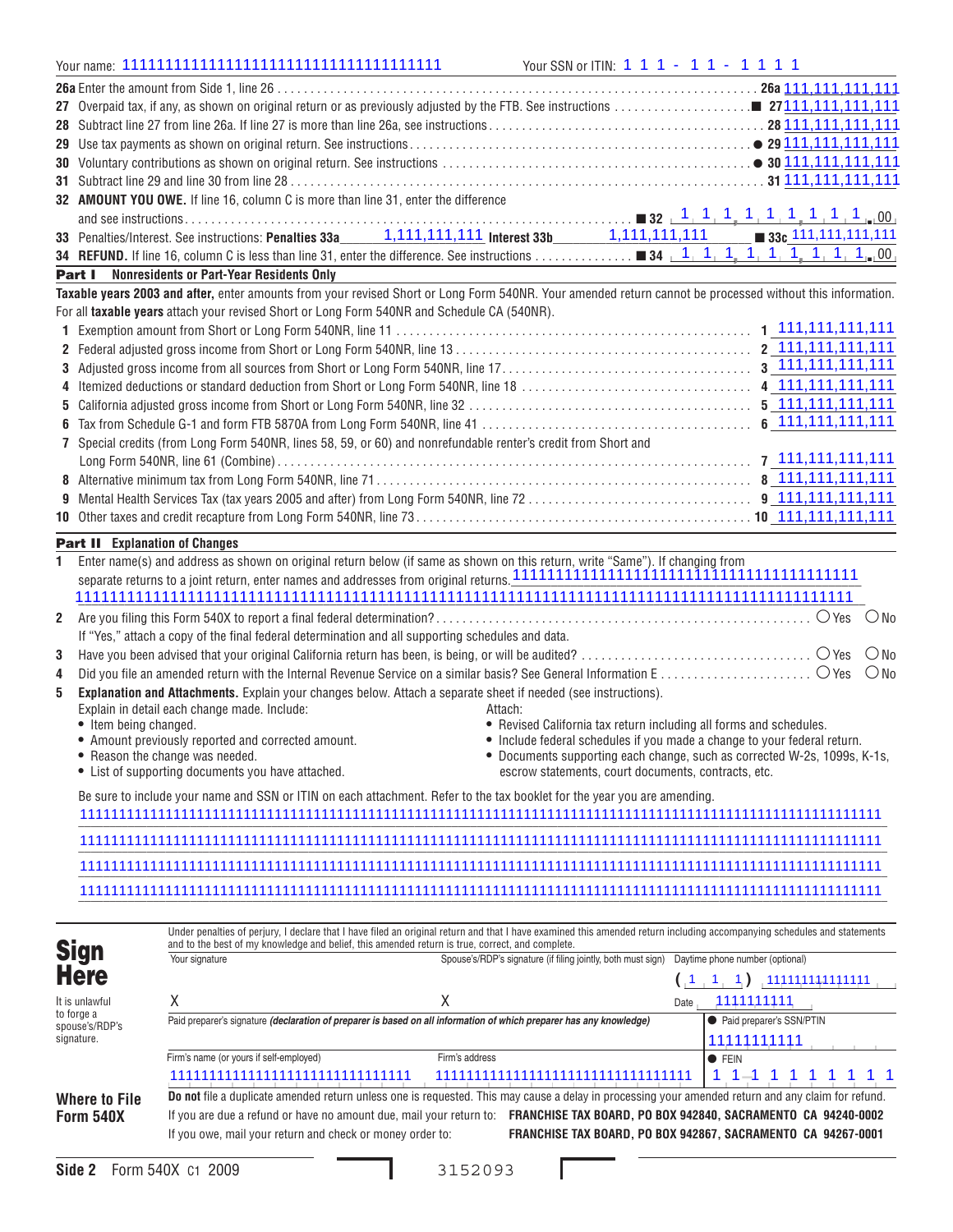Your name: 1111111111111111111111111111111111111 Your SSN or ITIN: 1 1 1 - 1 1 - 1 1 1 1

**26a** Enter the amount from Side 1, line 26 . . . **26a** 111,111,111,111

**27** Overpaid tax, if any, as shown on original return or as previously adjusted by the FTB. See instructions . . . ■ **27** 111,111,111,111

**28** Subtract line 27 from line 26a. If line 27 is more than line 26a, see instructions . . . **28** 111,111,111,111

**29** Use tax payments as shown on original return. See instructions . . . ● **29** 111,111,111,111

**30** Voluntary contributions as shown on original return. See instructions . . . ● **30** 111,111,111,111

**31** Subtract line 29 and line 30 from line 28 . . . **31** 111,111,111,111

**32** **AMOUNT YOU OWE.** If line 16, column C is more than line 31, enter the difference and see instructions . . . ■ **32** 1 1 1 1 1 1 1 1 1 .00

**33** Penalties/Interest. See instructions: **Penalties 33a** 1,111,111,111 **Interest 33b** 1,111,111,111 ■ **33c** 111,111,111,111

**34** **REFUND.** If line 16, column C is less than line 31, enter the difference. See instructions . . . ■ **34** 1 1 1 1 1 1 1 1 1 .00

## Part I Nonresidents or Part-Year Residents Only

**Taxable years 2003 and after,** enter amounts from your revised Short or Long Form 540NR. Your amended return cannot be processed without this information. For all **taxable years** attach your revised Short or Long Form 540NR and Schedule CA (540NR).

**1** Exemption amount from Short or Long Form 540NR, line 11 . . . **1** 111,111,111,111

**2** Federal adjusted gross income from Short or Long Form 540NR, line 13 . . . **2** 111,111,111,111

**3** Adjusted gross income from all sources from Short or Long Form 540NR, line 17 . . . **3** 111,111,111,111

**4** Itemized deductions or standard deduction from Short or Long Form 540NR, line 18 . . . **4** 111,111,111,111

**5** California adjusted gross income from Short or Long Form 540NR, line 32 . . . **5** 111,111,111,111

**6** Tax from Schedule G-1 and form FTB 5870A from Long Form 540NR, line 41 . . . **6** 111,111,111,111

**7** Special credits (from Long Form 540NR, lines 58, 59, or 60) and nonrefundable renter's credit from Short and Long Form 540NR, line 61 (Combine) . . . **7** 111,111,111,111

**8** Alternative minimum tax from Long Form 540NR, line 71 . . . **8** 111,111,111,111

**9** Mental Health Services Tax (tax years 2005 and after) from Long Form 540NR, line 72 . . . **9** 111,111,111,111

**10** Other taxes and credit recapture from Long Form 540NR, line 73 . . . **10** 111,111,111,111

## Part II Explanation of Changes

**1** Enter name(s) and address as shown on original return below (if same as shown on this return, write "Same"). If changing from separate returns to a joint return, enter names and addresses from original returns. 1111111111111111111111111111111111111111
11111111111111111111111111111111111111111111111111111111111111111111111111111111

**2** Are you filing this Form 540X to report a final federal determination? . . . ○ Yes ○ No
If "Yes," attach a copy of the final federal determination and all supporting schedules and data.

**3** Have you been advised that your original California return has been, is being, or will be audited? . . . ○ Yes ○ No

**4** Did you file an amended return with the Internal Revenue Service on a similar basis? See General Information E . . . ○ Yes ○ No

**5** **Explanation and Attachments.** Explain your changes below. Attach a separate sheet if needed (see instructions).

Explain in detail each change made. Include:
- Item being changed.
- Amount previously reported and corrected amount.
- Reason the change was needed.
- List of supporting documents you have attached.

Attach:
- Revised California tax return including all forms and schedules.
- Include federal schedules if you made a change to your federal return.
- Documents supporting each change, such as corrected W-2s, 1099s, K-1s, escrow statements, court documents, contracts, etc.

Be sure to include your name and SSN or ITIN on each attachment. Refer to the tax booklet for the year you are amending.

1111111111111111111111111111111111111111111111111111111111111111111111111111111111111111111111111
1111111111111111111111111111111111111111111111111111111111111111111111111111111111111111111111111
1111111111111111111111111111111111111111111111111111111111111111111111111111111111111111111111111
1111111111111111111111111111111111111111111111111111111111111111111111111111111111111111111111111

## Sign Here

It is unlawful to forge a spouse's/RDP's signature.

Under penalties of perjury, I declare that I have filed an original return and that I have examined this amended return including accompanying schedules and statements and to the best of my knowledge and belief, this amended return is true, correct, and complete.

Your signature: X
Spouse's/RDP's signature (if filing jointly, both must sign): X
Daytime phone number (optional): (111) 1111111111111
Date: 1111111111

Paid preparer's signature *(declaration of preparer is based on all information of which preparer has any knowledge)*
● Paid preparer's SSN/PTIN: 11111111111

Firm's name (or yours if self-employed): 111111111111111111111111111111
Firm's address: 1111111111111111111111111111111
● FEIN: 1 1-1 1 1 1 1 1 1 1

## Where to File Form 540X

**Do not** file a duplicate amended return unless one is requested. This may cause a delay in processing your amended return and any claim for refund.

If you are due a refund or have no amount due, mail your return to: **FRANCHISE TAX BOARD, PO BOX 942840, SACRAMENTO CA 94240-0002**

If you owe, mail your return and check or money order to: **FRANCHISE TAX BOARD, PO BOX 942867, SACRAMENTO CA 94267-0001**

**Side 2** Form 540X C1 2009 3152093